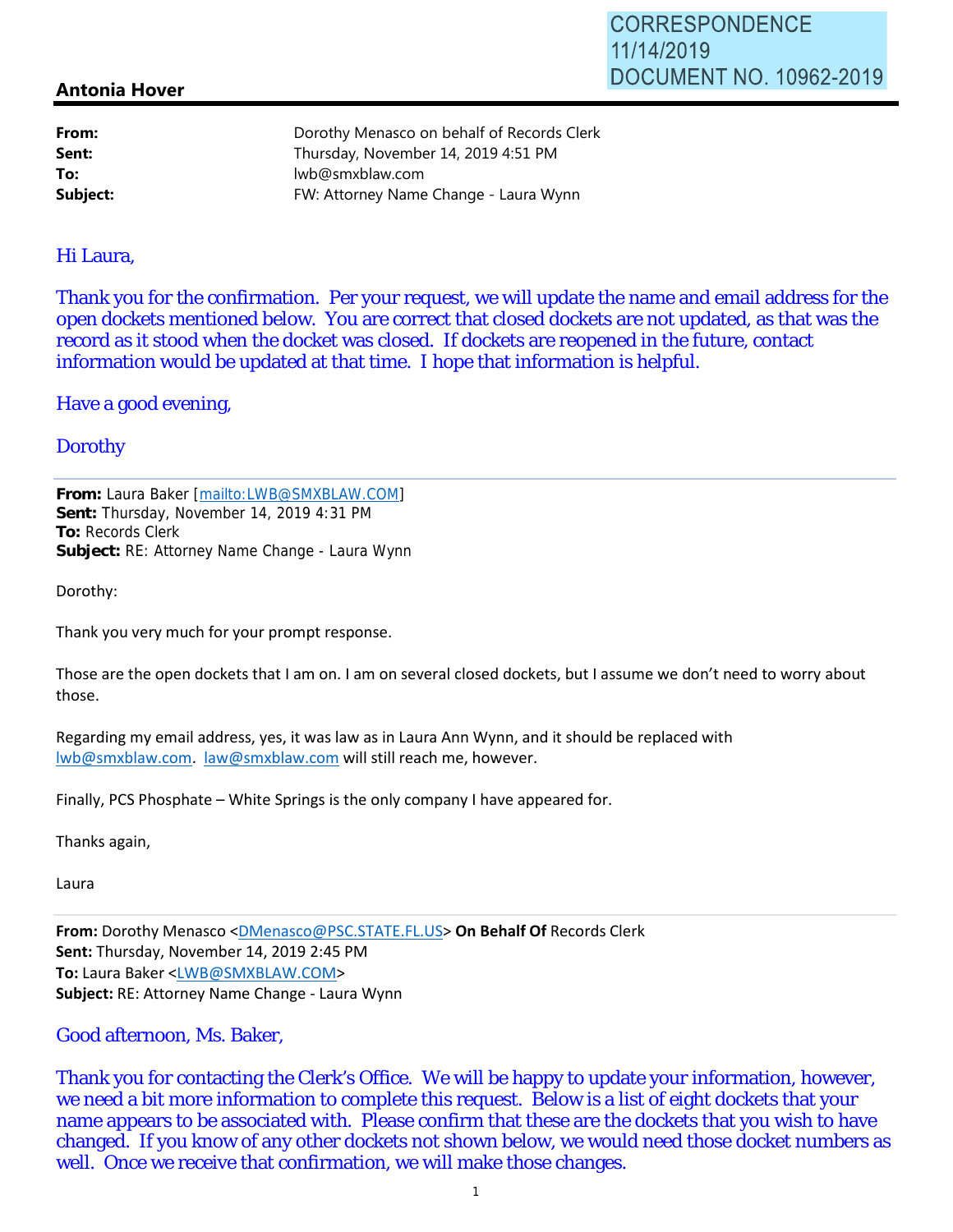CORRESPONDENCE
11/14/2019
DOCUMENT NO. 10962-2019

**Antonia Hover**

| | |
|---|---|
| **From:** | Dorothy Menasco on behalf of Records Clerk |
| **Sent:** | Thursday, November 14, 2019 4:51 PM |
| **To:** | lwb@smxblaw.com |
| **Subject:** | FW: Attorney Name Change - Laura Wynn |

Hi Laura,

Thank you for the confirmation. Per your request, we will update the name and email address for the open dockets mentioned below. You are correct that closed dockets are not updated, as that was the record as it stood when the docket was closed. If dockets are reopened in the future, contact information would be updated at that time. I hope that information is helpful.

Have a good evening,

Dorothy

---

**From:** Laura Baker [mailto:LWB@SMXBLAW.COM]
**Sent:** Thursday, November 14, 2019 4:31 PM
**To:** Records Clerk
**Subject:** RE: Attorney Name Change - Laura Wynn

Dorothy:

Thank you very much for your prompt response.

Those are the open dockets that I am on. I am on several closed dockets, but I assume we don't need to worry about those.

Regarding my email address, yes, it was law as in Laura Ann Wynn, and it should be replaced with lwb@smxblaw.com. law@smxblaw.com will still reach me, however.

Finally, PCS Phosphate – White Springs is the only company I have appeared for.

Thanks again,

Laura

---

**From:** Dorothy Menasco <DMenasco@PSC.STATE.FL.US> **On Behalf Of** Records Clerk
**Sent:** Thursday, November 14, 2019 2:45 PM
**To:** Laura Baker <LWB@SMXBLAW.COM>
**Subject:** RE: Attorney Name Change - Laura Wynn

Good afternoon, Ms. Baker,

Thank you for contacting the Clerk's Office. We will be happy to update your information, however, we need a bit more information to complete this request. Below is a list of eight dockets that your name appears to be associated with. Please confirm that these are the dockets that you wish to have changed. If you know of any other dockets not shown below, we would need those docket numbers as well. Once we receive that confirmation, we will make those changes.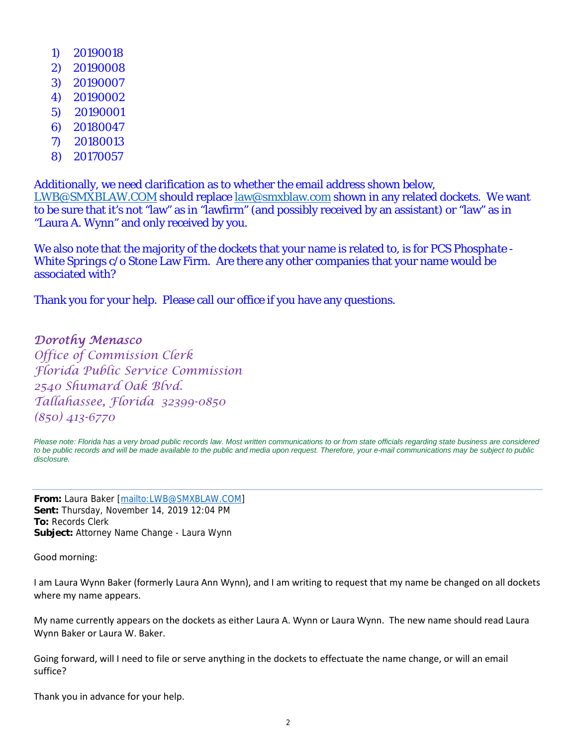1) 20190018
2) 20190008
3) 20190007
4) 20190002
5) 20190001
6) 20180047
7) 20180013
8) 20170057

Additionally, we need clarification as to whether the email address shown below, LWB@SMXBLAW.COM should replace law@smxblaw.com shown in any related dockets. We want to be sure that it's not "law" as in "lawfirm" (and possibly received by an assistant) or "law" as in "Laura A. Wynn" and only received by you.

We also note that the majority of the dockets that your name is related to, is for PCS Phosphate - White Springs c/o Stone Law Firm. Are there any other companies that your name would be associated with?

Thank you for your help. Please call our office if you have any questions.

*Dorothy Menasco*
*Office of Commission Clerk*
*Florida Public Service Commission*
*2540 Shumard Oak Blvd.*
*Tallahassee, Florida 32399-0850*
*(850) 413-6770*

*Please note: Florida has a very broad public records law. Most written communications to or from state officials regarding state business are considered to be public records and will be made available to the public and media upon request. Therefore, your e-mail communications may be subject to public disclosure.*

---

**From:** Laura Baker [mailto:LWB@SMXBLAW.COM]
**Sent:** Thursday, November 14, 2019 12:04 PM
**To:** Records Clerk
**Subject:** Attorney Name Change - Laura Wynn

Good morning:

I am Laura Wynn Baker (formerly Laura Ann Wynn), and I am writing to request that my name be changed on all dockets where my name appears.

My name currently appears on the dockets as either Laura A. Wynn or Laura Wynn. The new name should read Laura Wynn Baker or Laura W. Baker.

Going forward, will I need to file or serve anything in the dockets to effectuate the name change, or will an email suffice?

Thank you in advance for your help.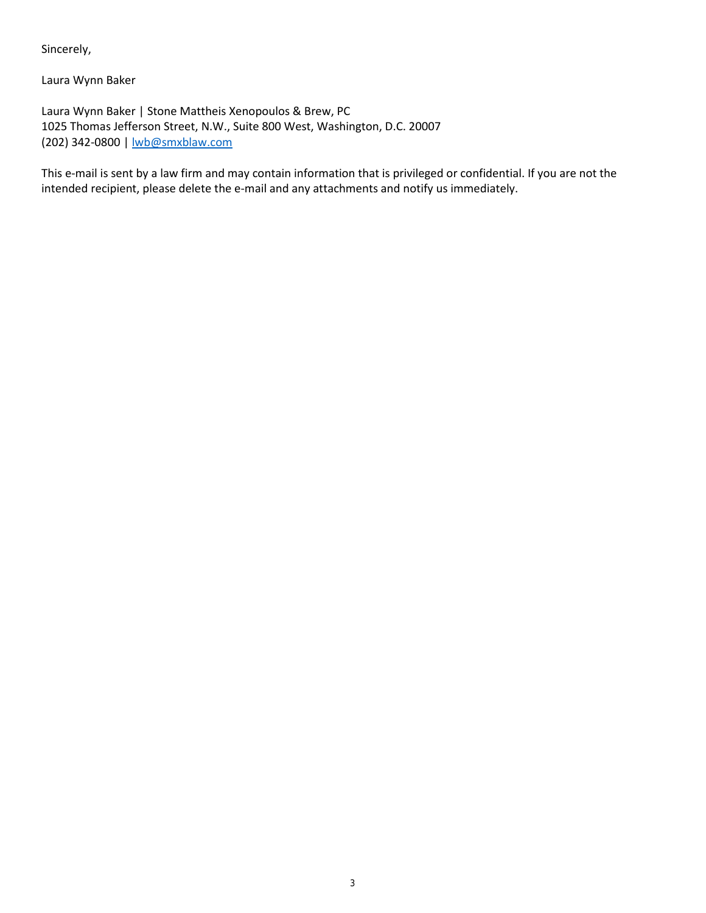Sincerely,

Laura Wynn Baker

Laura Wynn Baker | Stone Mattheis Xenopoulos & Brew, PC
1025 Thomas Jefferson Street, N.W., Suite 800 West, Washington, D.C. 20007
(202) 342-0800 | lwb@smxblaw.com

This e-mail is sent by a law firm and may contain information that is privileged or confidential. If you are not the intended recipient, please delete the e-mail and any attachments and notify us immediately.